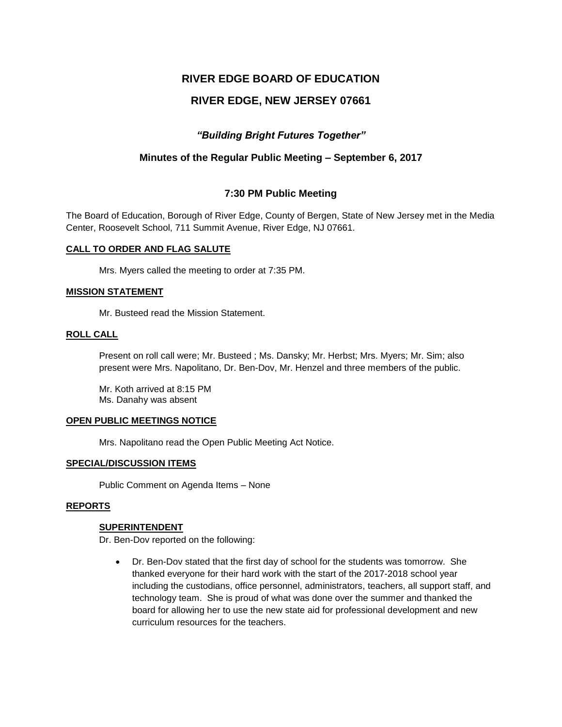# RIVER EDGE BOARD OF EDUCATION

# RIVER EDGE, NEW JERSEY 07661

### *"Building Bright Futures Together"*

### Minutes of the Regular Public Meeting – September 6, 2017

### 7:30 PM Public Meeting

The Board of Education, Borough of River Edge, County of Bergen, State of New Jersey met in the Media Center, Roosevelt School, 711 Summit Avenue, River Edge, NJ 07661.

**CALL TO ORDER AND FLAG SALUTE**

Mrs. Myers called the meeting to order at 7:35 PM.

**MISSION STATEMENT**

Mr. Busteed read the Mission Statement.

**ROLL CALL**

Present on roll call were; Mr. Busteed ; Ms. Dansky; Mr. Herbst; Mrs. Myers; Mr. Sim; also present were Mrs. Napolitano, Dr. Ben-Dov, Mr. Henzel and three members of the public.

Mr. Koth arrived at 8:15 PM
Ms. Danahy was absent

**OPEN PUBLIC MEETINGS NOTICE**

Mrs. Napolitano read the Open Public Meeting Act Notice.

**SPECIAL/DISCUSSION ITEMS**

Public Comment on Agenda Items – None

**REPORTS**

**SUPERINTENDENT**

Dr. Ben-Dov reported on the following:

- Dr. Ben-Dov stated that the first day of school for the students was tomorrow. She thanked everyone for their hard work with the start of the 2017-2018 school year including the custodians, office personnel, administrators, teachers, all support staff, and technology team. She is proud of what was done over the summer and thanked the board for allowing her to use the new state aid for professional development and new curriculum resources for the teachers.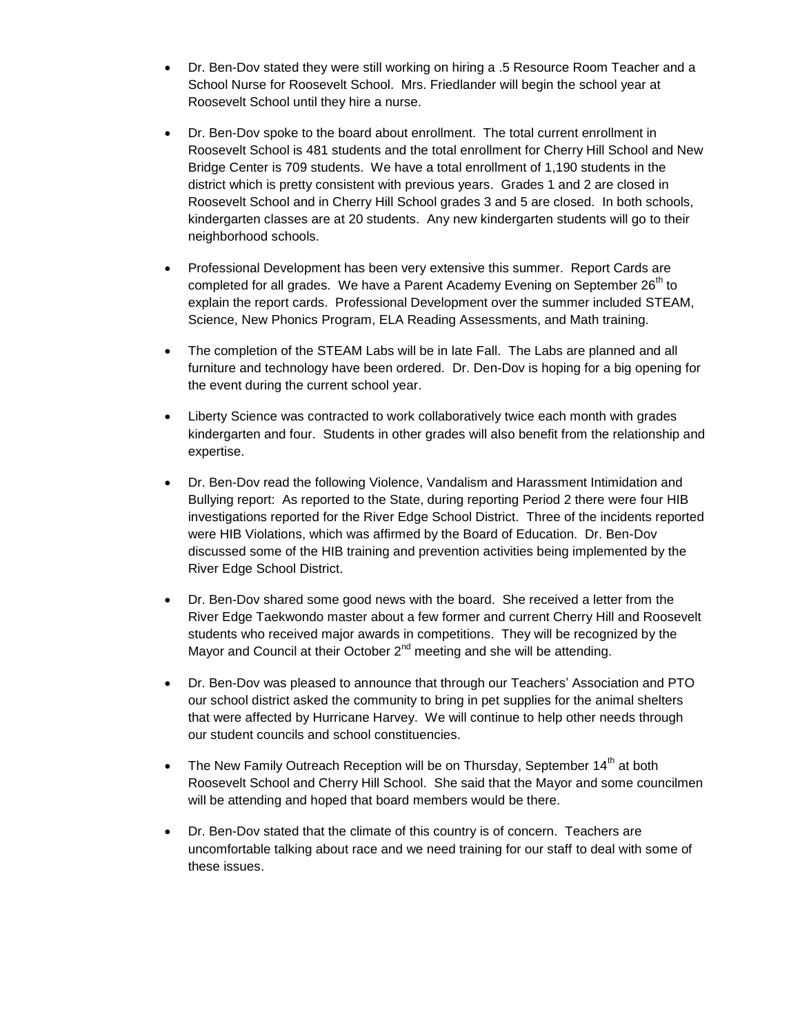- Dr. Ben-Dov stated they were still working on hiring a .5 Resource Room Teacher and a School Nurse for Roosevelt School. Mrs. Friedlander will begin the school year at Roosevelt School until they hire a nurse.

- Dr. Ben-Dov spoke to the board about enrollment. The total current enrollment in Roosevelt School is 481 students and the total enrollment for Cherry Hill School and New Bridge Center is 709 students. We have a total enrollment of 1,190 students in the district which is pretty consistent with previous years. Grades 1 and 2 are closed in Roosevelt School and in Cherry Hill School grades 3 and 5 are closed. In both schools, kindergarten classes are at 20 students. Any new kindergarten students will go to their neighborhood schools.

- Professional Development has been very extensive this summer. Report Cards are completed for all grades. We have a Parent Academy Evening on September 26th to explain the report cards. Professional Development over the summer included STEAM, Science, New Phonics Program, ELA Reading Assessments, and Math training.

- The completion of the STEAM Labs will be in late Fall. The Labs are planned and all furniture and technology have been ordered. Dr. Den-Dov is hoping for a big opening for the event during the current school year.

- Liberty Science was contracted to work collaboratively twice each month with grades kindergarten and four. Students in other grades will also benefit from the relationship and expertise.

- Dr. Ben-Dov read the following Violence, Vandalism and Harassment Intimidation and Bullying report: As reported to the State, during reporting Period 2 there were four HIB investigations reported for the River Edge School District. Three of the incidents reported were HIB Violations, which was affirmed by the Board of Education. Dr. Ben-Dov discussed some of the HIB training and prevention activities being implemented by the River Edge School District.

- Dr. Ben-Dov shared some good news with the board. She received a letter from the River Edge Taekwondo master about a few former and current Cherry Hill and Roosevelt students who received major awards in competitions. They will be recognized by the Mayor and Council at their October 2nd meeting and she will be attending.

- Dr. Ben-Dov was pleased to announce that through our Teachers' Association and PTO our school district asked the community to bring in pet supplies for the animal shelters that were affected by Hurricane Harvey. We will continue to help other needs through our student councils and school constituencies.

- The New Family Outreach Reception will be on Thursday, September 14th at both Roosevelt School and Cherry Hill School. She said that the Mayor and some councilmen will be attending and hoped that board members would be there.

- Dr. Ben-Dov stated that the climate of this country is of concern. Teachers are uncomfortable talking about race and we need training for our staff to deal with some of these issues.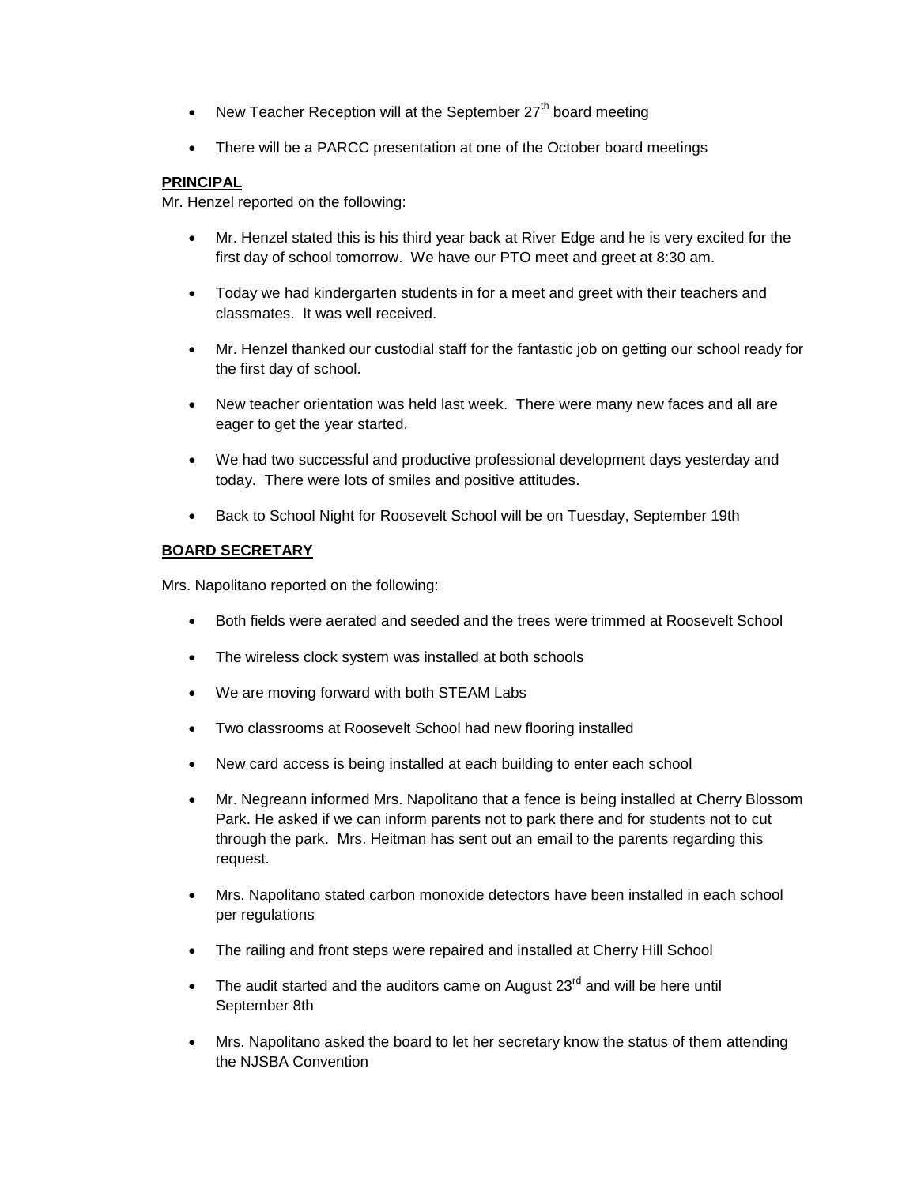- New Teacher Reception will at the September 27th board meeting
- There will be a PARCC presentation at one of the October board meetings

**PRINCIPAL**

Mr. Henzel reported on the following:

- Mr. Henzel stated this is his third year back at River Edge and he is very excited for the first day of school tomorrow. We have our PTO meet and greet at 8:30 am.
- Today we had kindergarten students in for a meet and greet with their teachers and classmates. It was well received.
- Mr. Henzel thanked our custodial staff for the fantastic job on getting our school ready for the first day of school.
- New teacher orientation was held last week. There were many new faces and all are eager to get the year started.
- We had two successful and productive professional development days yesterday and today. There were lots of smiles and positive attitudes.
- Back to School Night for Roosevelt School will be on Tuesday, September 19th

**BOARD SECRETARY**

Mrs. Napolitano reported on the following:

- Both fields were aerated and seeded and the trees were trimmed at Roosevelt School
- The wireless clock system was installed at both schools
- We are moving forward with both STEAM Labs
- Two classrooms at Roosevelt School had new flooring installed
- New card access is being installed at each building to enter each school
- Mr. Negreann informed Mrs. Napolitano that a fence is being installed at Cherry Blossom Park. He asked if we can inform parents not to park there and for students not to cut through the park. Mrs. Heitman has sent out an email to the parents regarding this request.
- Mrs. Napolitano stated carbon monoxide detectors have been installed in each school per regulations
- The railing and front steps were repaired and installed at Cherry Hill School
- The audit started and the auditors came on August 23rd and will be here until September 8th
- Mrs. Napolitano asked the board to let her secretary know the status of them attending the NJSBA Convention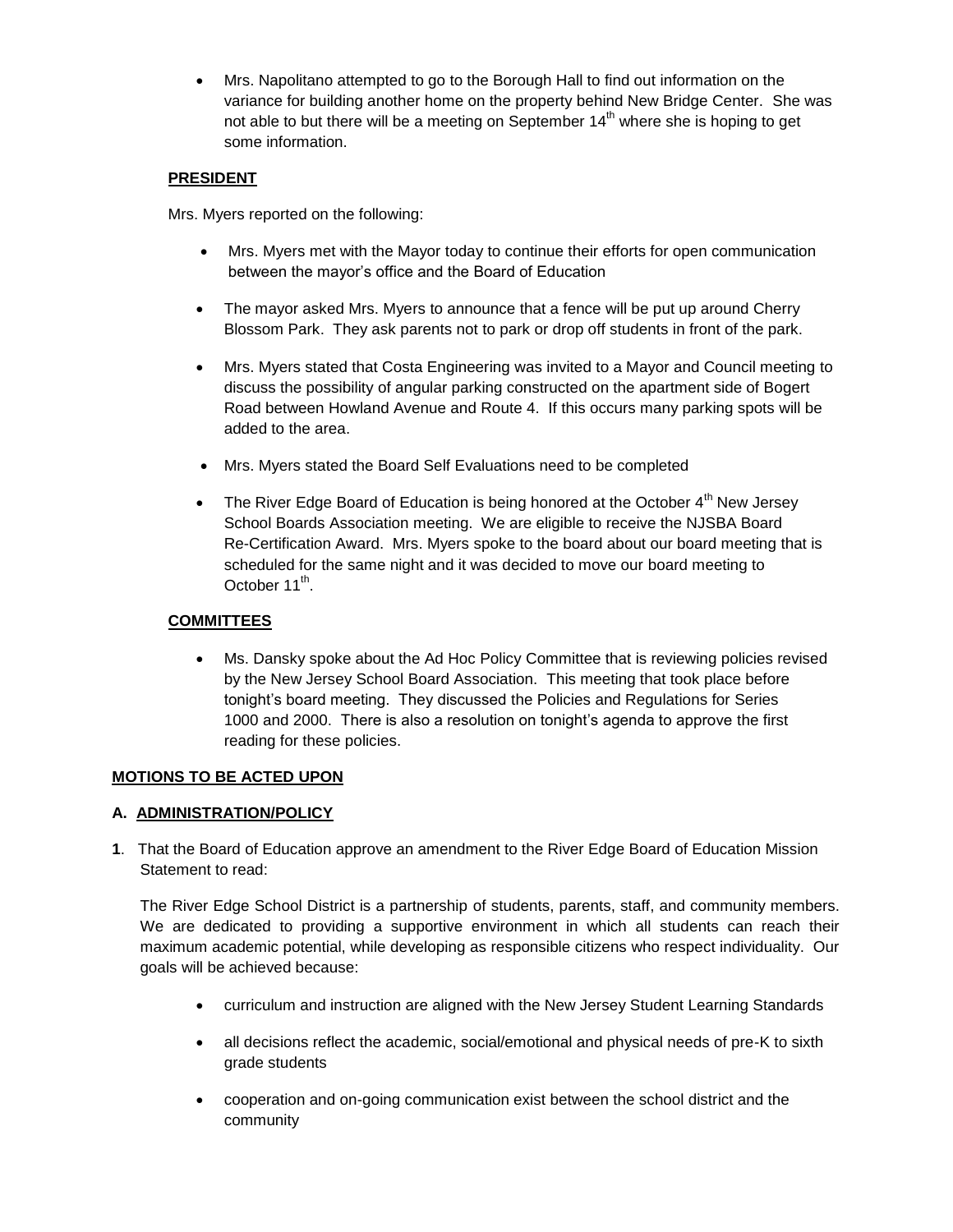- Mrs. Napolitano attempted to go to the Borough Hall to find out information on the variance for building another home on the property behind New Bridge Center. She was not able to but there will be a meeting on September 14th where she is hoping to get some information.

**PRESIDENT**

Mrs. Myers reported on the following:

- Mrs. Myers met with the Mayor today to continue their efforts for open communication between the mayor's office and the Board of Education
- The mayor asked Mrs. Myers to announce that a fence will be put up around Cherry Blossom Park. They ask parents not to park or drop off students in front of the park.
- Mrs. Myers stated that Costa Engineering was invited to a Mayor and Council meeting to discuss the possibility of angular parking constructed on the apartment side of Bogert Road between Howland Avenue and Route 4. If this occurs many parking spots will be added to the area.
- Mrs. Myers stated the Board Self Evaluations need to be completed
- The River Edge Board of Education is being honored at the October 4th New Jersey School Boards Association meeting. We are eligible to receive the NJSBA Board Re-Certification Award. Mrs. Myers spoke to the board about our board meeting that is scheduled for the same night and it was decided to move our board meeting to October 11th.

**COMMITTEES**

- Ms. Dansky spoke about the Ad Hoc Policy Committee that is reviewing policies revised by the New Jersey School Board Association. This meeting that took place before tonight's board meeting. They discussed the Policies and Regulations for Series 1000 and 2000. There is also a resolution on tonight's agenda to approve the first reading for these policies.

**MOTIONS TO BE ACTED UPON**

**A. ADMINISTRATION/POLICY**

**1**. That the Board of Education approve an amendment to the River Edge Board of Education Mission Statement to read:

The River Edge School District is a partnership of students, parents, staff, and community members. We are dedicated to providing a supportive environment in which all students can reach their maximum academic potential, while developing as responsible citizens who respect individuality. Our goals will be achieved because:

- curriculum and instruction are aligned with the New Jersey Student Learning Standards
- all decisions reflect the academic, social/emotional and physical needs of pre-K to sixth grade students
- cooperation and on-going communication exist between the school district and the community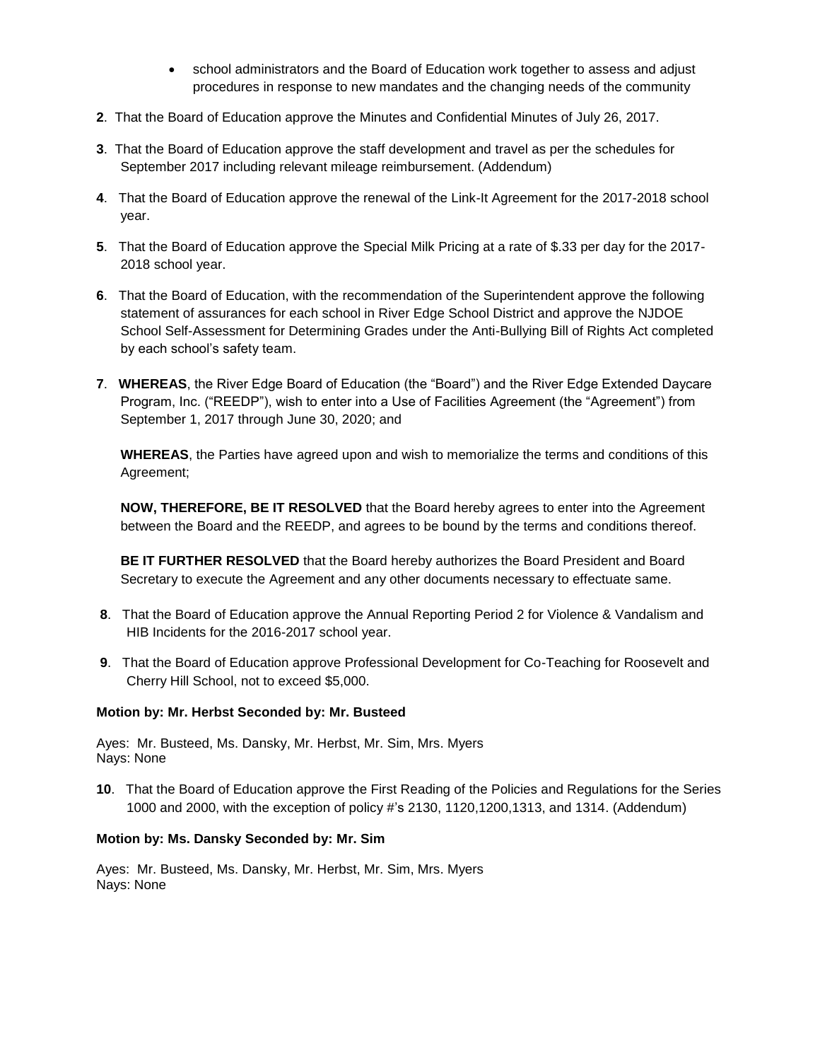- school administrators and the Board of Education work together to assess and adjust procedures in response to new mandates and the changing needs of the community

**2**. That the Board of Education approve the Minutes and Confidential Minutes of July 26, 2017.

**3**. That the Board of Education approve the staff development and travel as per the schedules for September 2017 including relevant mileage reimbursement. (Addendum)

**4**. That the Board of Education approve the renewal of the Link-It Agreement for the 2017-2018 school year.

**5**. That the Board of Education approve the Special Milk Pricing at a rate of $.33 per day for the 2017-2018 school year.

**6**. That the Board of Education, with the recommendation of the Superintendent approve the following statement of assurances for each school in River Edge School District and approve the NJDOE School Self-Assessment for Determining Grades under the Anti-Bullying Bill of Rights Act completed by each school's safety team.

**7**. **WHEREAS**, the River Edge Board of Education (the "Board") and the River Edge Extended Daycare Program, Inc. ("REEDP"), wish to enter into a Use of Facilities Agreement (the "Agreement") from September 1, 2017 through June 30, 2020; and

**WHEREAS**, the Parties have agreed upon and wish to memorialize the terms and conditions of this Agreement;

**NOW, THEREFORE, BE IT RESOLVED** that the Board hereby agrees to enter into the Agreement between the Board and the REEDP, and agrees to be bound by the terms and conditions thereof.

**BE IT FURTHER RESOLVED** that the Board hereby authorizes the Board President and Board Secretary to execute the Agreement and any other documents necessary to effectuate same.

**8**. That the Board of Education approve the Annual Reporting Period 2 for Violence & Vandalism and HIB Incidents for the 2016-2017 school year.

**9**. That the Board of Education approve Professional Development for Co-Teaching for Roosevelt and Cherry Hill School, not to exceed $5,000.

**Motion by: Mr. Herbst Seconded by: Mr. Busteed**

Ayes: Mr. Busteed, Ms. Dansky, Mr. Herbst, Mr. Sim, Mrs. Myers
Nays: None

**10**. That the Board of Education approve the First Reading of the Policies and Regulations for the Series 1000 and 2000, with the exception of policy #'s 2130, 1120,1200,1313, and 1314. (Addendum)

**Motion by: Ms. Dansky Seconded by: Mr. Sim**

Ayes: Mr. Busteed, Ms. Dansky, Mr. Herbst, Mr. Sim, Mrs. Myers
Nays: None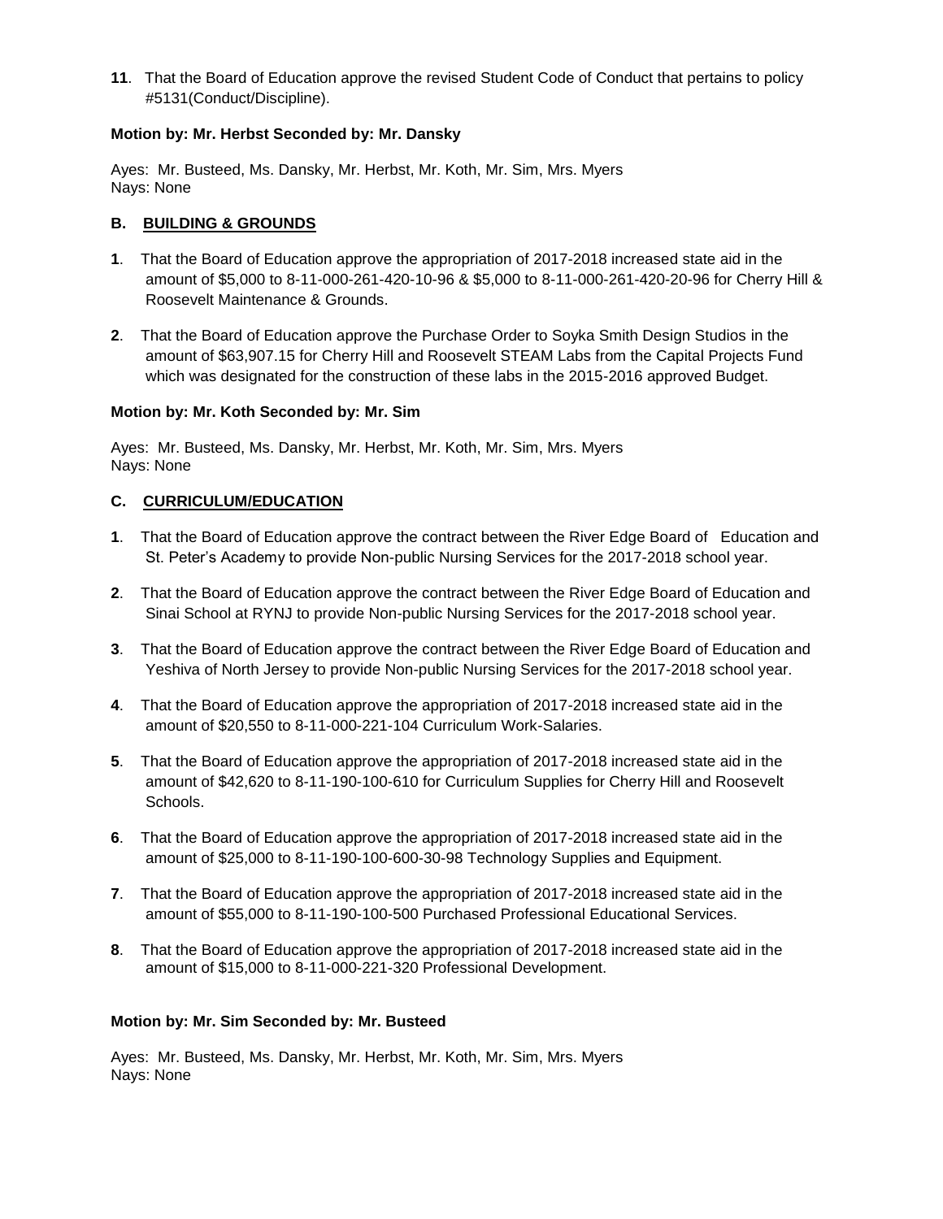**11**. That the Board of Education approve the revised Student Code of Conduct that pertains to policy #5131(Conduct/Discipline).

**Motion by: Mr. Herbst Seconded by: Mr. Dansky**

Ayes: Mr. Busteed, Ms. Dansky, Mr. Herbst, Mr. Koth, Mr. Sim, Mrs. Myers
Nays: None

### B. BUILDING & GROUNDS

**1**. That the Board of Education approve the appropriation of 2017-2018 increased state aid in the amount of $5,000 to 8-11-000-261-420-10-96 & $5,000 to 8-11-000-261-420-20-96 for Cherry Hill & Roosevelt Maintenance & Grounds.

**2**. That the Board of Education approve the Purchase Order to Soyka Smith Design Studios in the amount of $63,907.15 for Cherry Hill and Roosevelt STEAM Labs from the Capital Projects Fund which was designated for the construction of these labs in the 2015-2016 approved Budget.

**Motion by: Mr. Koth Seconded by: Mr. Sim**

Ayes: Mr. Busteed, Ms. Dansky, Mr. Herbst, Mr. Koth, Mr. Sim, Mrs. Myers
Nays: None

### C. CURRICULUM/EDUCATION

**1**. That the Board of Education approve the contract between the River Edge Board of Education and St. Peter's Academy to provide Non-public Nursing Services for the 2017-2018 school year.

**2**. That the Board of Education approve the contract between the River Edge Board of Education and Sinai School at RYNJ to provide Non-public Nursing Services for the 2017-2018 school year.

**3**. That the Board of Education approve the contract between the River Edge Board of Education and Yeshiva of North Jersey to provide Non-public Nursing Services for the 2017-2018 school year.

**4**. That the Board of Education approve the appropriation of 2017-2018 increased state aid in the amount of $20,550 to 8-11-000-221-104 Curriculum Work-Salaries.

**5**. That the Board of Education approve the appropriation of 2017-2018 increased state aid in the amount of $42,620 to 8-11-190-100-610 for Curriculum Supplies for Cherry Hill and Roosevelt Schools.

**6**. That the Board of Education approve the appropriation of 2017-2018 increased state aid in the amount of $25,000 to 8-11-190-100-600-30-98 Technology Supplies and Equipment.

**7**. That the Board of Education approve the appropriation of 2017-2018 increased state aid in the amount of $55,000 to 8-11-190-100-500 Purchased Professional Educational Services.

**8**. That the Board of Education approve the appropriation of 2017-2018 increased state aid in the amount of $15,000 to 8-11-000-221-320 Professional Development.

**Motion by: Mr. Sim Seconded by: Mr. Busteed**

Ayes: Mr. Busteed, Ms. Dansky, Mr. Herbst, Mr. Koth, Mr. Sim, Mrs. Myers
Nays: None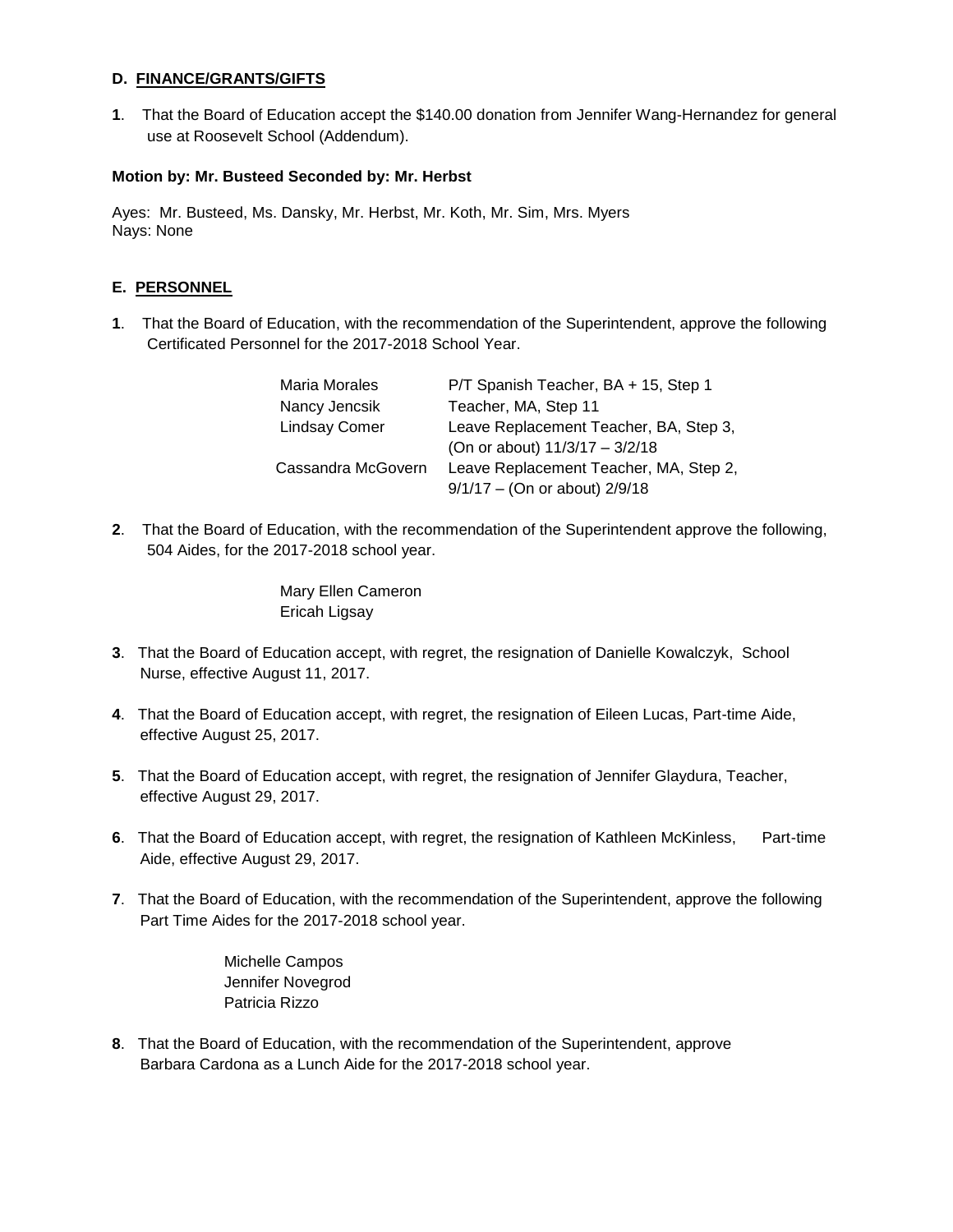### D. FINANCE/GRANTS/GIFTS

**1**. That the Board of Education accept the $140.00 donation from Jennifer Wang-Hernandez for general use at Roosevelt School (Addendum).

**Motion by: Mr. Busteed Seconded by: Mr. Herbst**

Ayes: Mr. Busteed, Ms. Dansky, Mr. Herbst, Mr. Koth, Mr. Sim, Mrs. Myers
Nays: None

### E. PERSONNEL

**1**. That the Board of Education, with the recommendation of the Superintendent, approve the following Certificated Personnel for the 2017-2018 School Year.

| | |
|---|---|
| Maria Morales | P/T Spanish Teacher, BA + 15, Step 1 |
| Nancy Jencsik | Teacher, MA, Step 11 |
| Lindsay Comer | Leave Replacement Teacher, BA, Step 3, (On or about) 11/3/17 – 3/2/18 |
| Cassandra McGovern | Leave Replacement Teacher, MA, Step 2, 9/1/17 – (On or about) 2/9/18 |

**2**. That the Board of Education, with the recommendation of the Superintendent approve the following, 504 Aides, for the 2017-2018 school year.

Mary Ellen Cameron
Ericah Ligsay

**3**. That the Board of Education accept, with regret, the resignation of Danielle Kowalczyk, School Nurse, effective August 11, 2017.

**4**. That the Board of Education accept, with regret, the resignation of Eileen Lucas, Part-time Aide, effective August 25, 2017.

**5**. That the Board of Education accept, with regret, the resignation of Jennifer Glaydura, Teacher, effective August 29, 2017.

**6**. That the Board of Education accept, with regret, the resignation of Kathleen McKinless, Part-time Aide, effective August 29, 2017.

**7**. That the Board of Education, with the recommendation of the Superintendent, approve the following Part Time Aides for the 2017-2018 school year.

Michelle Campos
Jennifer Novegrod
Patricia Rizzo

**8**. That the Board of Education, with the recommendation of the Superintendent, approve Barbara Cardona as a Lunch Aide for the 2017-2018 school year.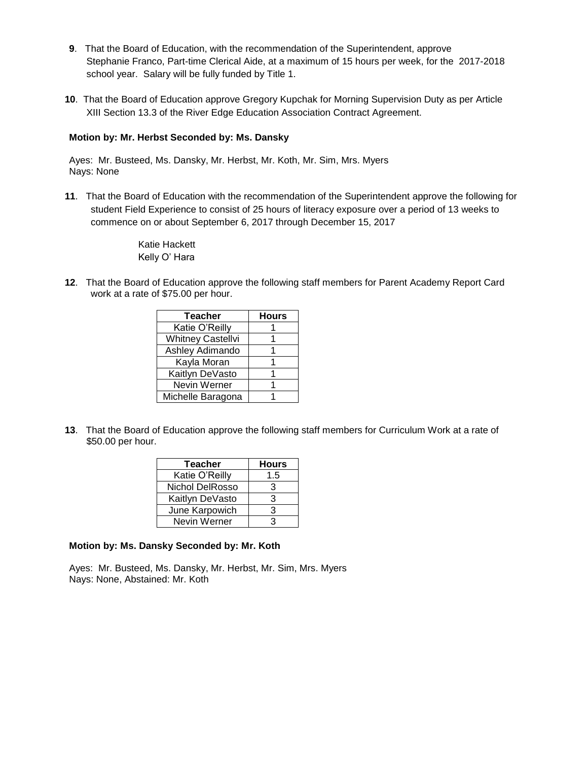**9**. That the Board of Education, with the recommendation of the Superintendent, approve Stephanie Franco, Part-time Clerical Aide, at a maximum of 15 hours per week, for the 2017-2018 school year. Salary will be fully funded by Title 1.

**10**. That the Board of Education approve Gregory Kupchak for Morning Supervision Duty as per Article XIII Section 13.3 of the River Edge Education Association Contract Agreement.

**Motion by: Mr. Herbst Seconded by: Ms. Dansky**

Ayes: Mr. Busteed, Ms. Dansky, Mr. Herbst, Mr. Koth, Mr. Sim, Mrs. Myers
Nays: None

**11**. That the Board of Education with the recommendation of the Superintendent approve the following for student Field Experience to consist of 25 hours of literacy exposure over a period of 13 weeks to commence on or about September 6, 2017 through December 15, 2017

Katie Hackett
Kelly O' Hara

**12**. That the Board of Education approve the following staff members for Parent Academy Report Card work at a rate of $75.00 per hour.

| Teacher | Hours |
|---|---|
| Katie O'Reilly | 1 |
| Whitney Castellvi | 1 |
| Ashley Adimando | 1 |
| Kayla Moran | 1 |
| Kaitlyn DeVasto | 1 |
| Nevin Werner | 1 |
| Michelle Baragona | 1 |

**13**. That the Board of Education approve the following staff members for Curriculum Work at a rate of $50.00 per hour.

| Teacher | Hours |
|---|---|
| Katie O'Reilly | 1.5 |
| Nichol DelRosso | 3 |
| Kaitlyn DeVasto | 3 |
| June Karpowich | 3 |
| Nevin Werner | 3 |

**Motion by: Ms. Dansky Seconded by: Mr. Koth**

Ayes: Mr. Busteed, Ms. Dansky, Mr. Herbst, Mr. Sim, Mrs. Myers
Nays: None, Abstained: Mr. Koth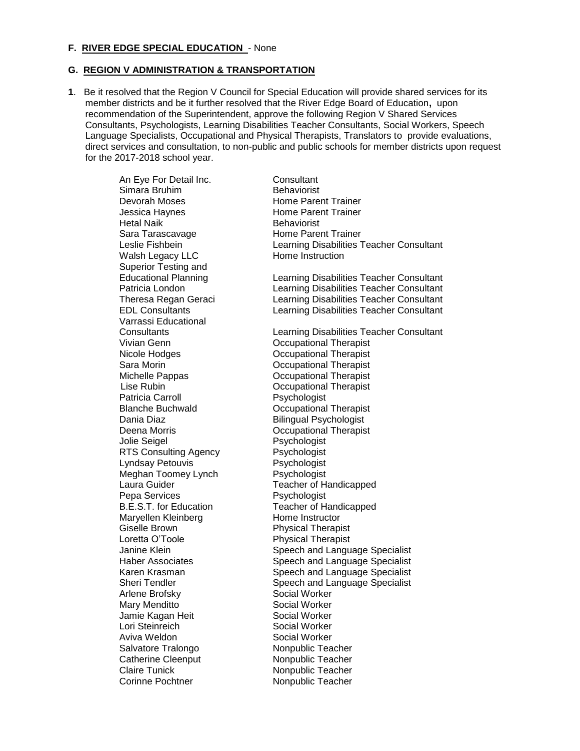**F. <u>RIVER EDGE SPECIAL EDUCATION</u>** - None

**G. <u>REGION V ADMINISTRATION & TRANSPORTATION</u>**

**1**. Be it resolved that the Region V Council for Special Education will provide shared services for its member districts and be it further resolved that the River Edge Board of Education**,** upon recommendation of the Superintendent, approve the following Region V Shared Services Consultants, Psychologists, Learning Disabilities Teacher Consultants, Social Workers, Speech Language Specialists, Occupational and Physical Therapists, Translators to provide evaluations, direct services and consultation, to non-public and public schools for member districts upon request for the 2017-2018 school year.

| | |
|---|---|
| An Eye For Detail Inc. | Consultant |
| Simara Bruhim | Behaviorist |
| Devorah Moses | Home Parent Trainer |
| Jessica Haynes | Home Parent Trainer |
| Hetal Naik | Behaviorist |
| Sara Tarascavage | Home Parent Trainer |
| Leslie Fishbein | Learning Disabilities Teacher Consultant |
| Walsh Legacy LLC | Home Instruction |
| Superior Testing and Educational Planning | Learning Disabilities Teacher Consultant |
| Patricia London | Learning Disabilities Teacher Consultant |
| Theresa Regan Geraci | Learning Disabilities Teacher Consultant |
| EDL Consultants | Learning Disabilities Teacher Consultant |
| Varrassi Educational Consultants | Learning Disabilities Teacher Consultant |
| Vivian Genn | Occupational Therapist |
| Nicole Hodges | Occupational Therapist |
| Sara Morin | Occupational Therapist |
| Michelle Pappas | Occupational Therapist |
| Lise Rubin | Occupational Therapist |
| Patricia Carroll | Psychologist |
| Blanche Buchwald | Occupational Therapist |
| Dania Diaz | Bilingual Psychologist |
| Deena Morris | Occupational Therapist |
| Jolie Seigel | Psychologist |
| RTS Consulting Agency | Psychologist |
| Lyndsay Petouvis | Psychologist |
| Meghan Toomey Lynch | Psychologist |
| Laura Guider | Teacher of Handicapped |
| Pepa Services | Psychologist |
| B.E.S.T. for Education | Teacher of Handicapped |
| Maryellen Kleinberg | Home Instructor |
| Giselle Brown | Physical Therapist |
| Loretta O'Toole | Physical Therapist |
| Janine Klein | Speech and Language Specialist |
| Haber Associates | Speech and Language Specialist |
| Karen Krasman | Speech and Language Specialist |
| Sheri Tendler | Speech and Language Specialist |
| Arlene Brofsky | Social Worker |
| Mary Menditto | Social Worker |
| Jamie Kagan Heit | Social Worker |
| Lori Steinreich | Social Worker |
| Aviva Weldon | Social Worker |
| Salvatore Tralongo | Nonpublic Teacher |
| Catherine Cleenput | Nonpublic Teacher |
| Claire Tunick | Nonpublic Teacher |
| Corinne Pochtner | Nonpublic Teacher |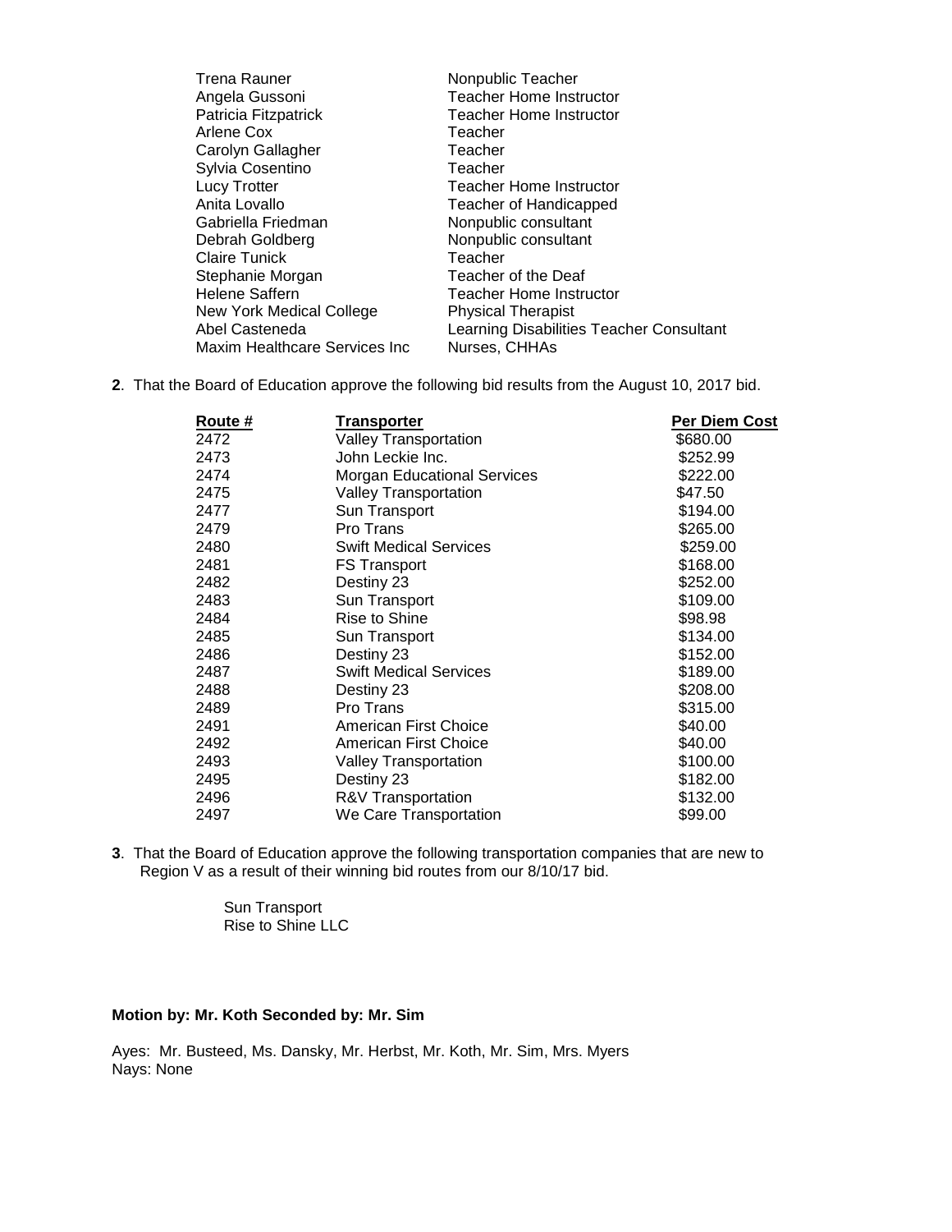| | |
|---|---|
| Trena Rauner | Nonpublic Teacher |
| Angela Gussoni | Teacher Home Instructor |
| Patricia Fitzpatrick | Teacher Home Instructor |
| Arlene Cox | Teacher |
| Carolyn Gallagher | Teacher |
| Sylvia Cosentino | Teacher |
| Lucy Trotter | Teacher Home Instructor |
| Anita Lovallo | Teacher of Handicapped |
| Gabriella Friedman | Nonpublic consultant |
| Debrah Goldberg | Nonpublic consultant |
| Claire Tunick | Teacher |
| Stephanie Morgan | Teacher of the Deaf |
| Helene Saffern | Teacher Home Instructor |
| New York Medical College | Physical Therapist |
| Abel Casteneda | Learning Disabilities Teacher Consultant |
| Maxim Healthcare Services Inc | Nurses, CHHAs |

**2**. That the Board of Education approve the following bid results from the August 10, 2017 bid.

| Route # | Transporter | Per Diem Cost |
|---|---|---|
| 2472 | Valley Transportation | $680.00 |
| 2473 | John Leckie Inc. | $252.99 |
| 2474 | Morgan Educational Services | $222.00 |
| 2475 | Valley Transportation | $47.50 |
| 2477 | Sun Transport | $194.00 |
| 2479 | Pro Trans | $265.00 |
| 2480 | Swift Medical Services | $259.00 |
| 2481 | FS Transport | $168.00 |
| 2482 | Destiny 23 | $252.00 |
| 2483 | Sun Transport | $109.00 |
| 2484 | Rise to Shine | $98.98 |
| 2485 | Sun Transport | $134.00 |
| 2486 | Destiny 23 | $152.00 |
| 2487 | Swift Medical Services | $189.00 |
| 2488 | Destiny 23 | $208.00 |
| 2489 | Pro Trans | $315.00 |
| 2491 | American First Choice | $40.00 |
| 2492 | American First Choice | $40.00 |
| 2493 | Valley Transportation | $100.00 |
| 2495 | Destiny 23 | $182.00 |
| 2496 | R&V Transportation | $132.00 |
| 2497 | We Care Transportation | $99.00 |

**3**. That the Board of Education approve the following transportation companies that are new to Region V as a result of their winning bid routes from our 8/10/17 bid.

Sun Transport
Rise to Shine LLC

**Motion by: Mr. Koth Seconded by: Mr. Sim**

Ayes: Mr. Busteed, Ms. Dansky, Mr. Herbst, Mr. Koth, Mr. Sim, Mrs. Myers
Nays: None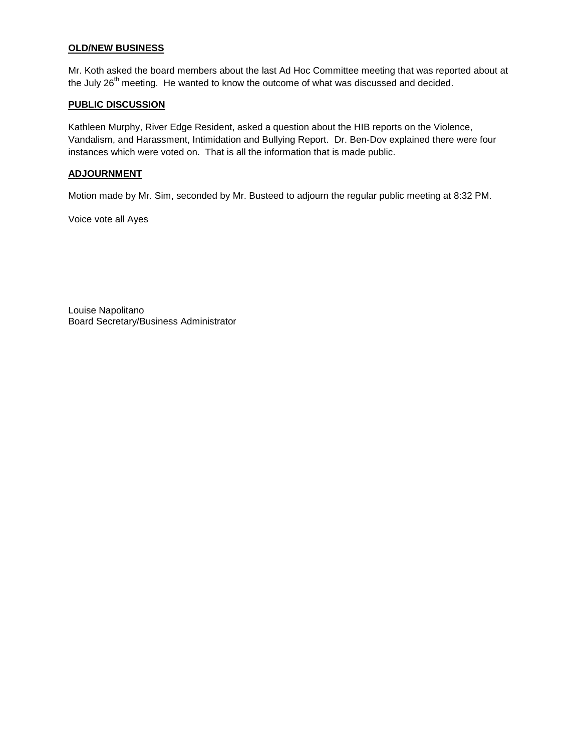**OLD/NEW BUSINESS**

Mr. Koth asked the board members about the last Ad Hoc Committee meeting that was reported about at the July 26th meeting. He wanted to know the outcome of what was discussed and decided.

**PUBLIC DISCUSSION**

Kathleen Murphy, River Edge Resident, asked a question about the HIB reports on the Violence, Vandalism, and Harassment, Intimidation and Bullying Report. Dr. Ben-Dov explained there were four instances which were voted on. That is all the information that is made public.

**ADJOURNMENT**

Motion made by Mr. Sim, seconded by Mr. Busteed to adjourn the regular public meeting at 8:32 PM.

Voice vote all Ayes

Louise Napolitano
Board Secretary/Business Administrator